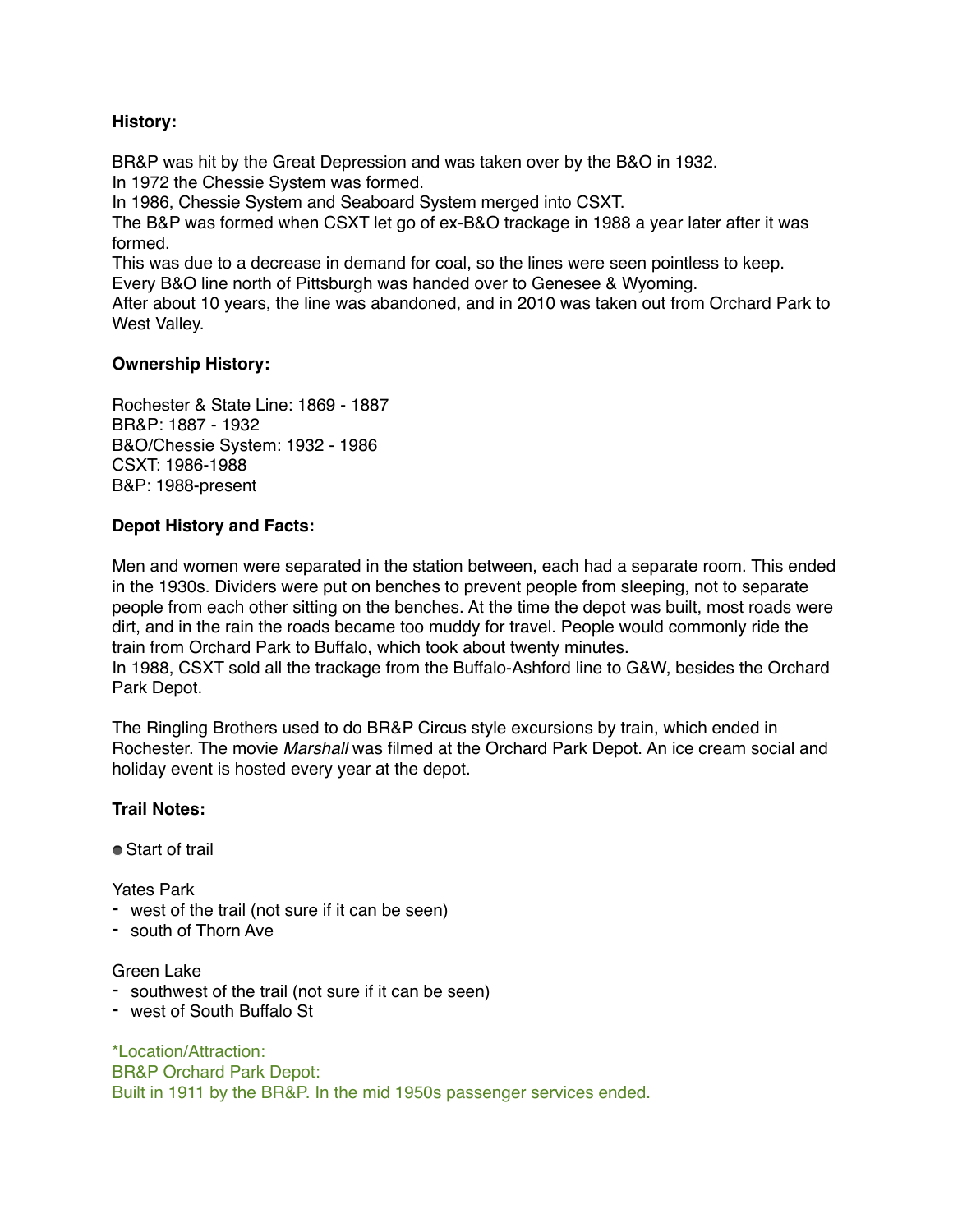**History:**

BR&P was hit by the Great Depression and was taken over by the B&O in 1932.
In 1972 the Chessie System was formed.
In 1986, Chessie System and Seaboard System merged into CSXT.
The B&P was formed when CSXT let go of ex-B&O trackage in 1988 a year later after it was formed.
This was due to a decrease in demand for coal, so the lines were seen pointless to keep.
Every B&O line north of Pittsburgh was handed over to Genesee & Wyoming.
After about 10 years, the line was abandoned, and in 2010 was taken out from Orchard Park to West Valley.

**Ownership History:**

Rochester & State Line: 1869 - 1887
BR&P: 1887 - 1932
B&O/Chessie System: 1932 - 1986
CSXT: 1986-1988
B&P: 1988-present

**Depot History and Facts:**

Men and women were separated in the station between, each had a separate room. This ended in the 1930s. Dividers were put on benches to prevent people from sleeping, not to separate people from each other sitting on the benches. At the time the depot was built, most roads were dirt, and in the rain the roads became too muddy for travel. People would commonly ride the train from Orchard Park to Buffalo, which took about twenty minutes.
In 1988, CSXT sold all the trackage from the Buffalo-Ashford line to G&W, besides the Orchard Park Depot.

The Ringling Brothers used to do BR&P Circus style excursions by train, which ended in Rochester. The movie *Marshall* was filmed at the Orchard Park Depot. An ice cream social and holiday event is hosted every year at the depot.

**Trail Notes:**

- Start of trail

Yates Park
- west of the trail (not sure if it can be seen)
- south of Thorn Ave

Green Lake
- southwest of the trail (not sure if it can be seen)
- west of South Buffalo St

*Location/Attraction:
BR&P Orchard Park Depot:
Built in 1911 by the BR&P. In the mid 1950s passenger services ended.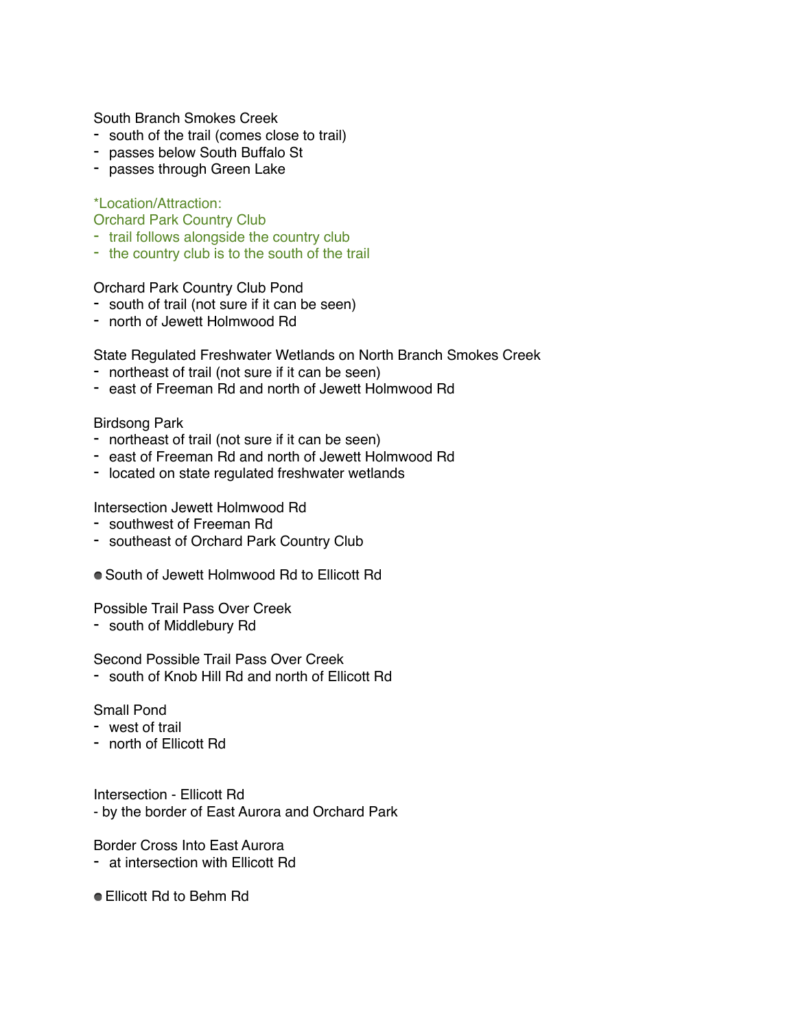South Branch Smokes Creek
- south of the trail (comes close to trail)
- passes below South Buffalo St
- passes through Green Lake

*Location/Attraction:
Orchard Park Country Club
- trail follows alongside the country club
- the country club is to the south of the trail

Orchard Park Country Club Pond
- south of trail (not sure if it can be seen)
- north of Jewett Holmwood Rd

State Regulated Freshwater Wetlands on North Branch Smokes Creek
- northeast of trail (not sure if it can be seen)
- east of Freeman Rd and north of Jewett Holmwood Rd

Birdsong Park
- northeast of trail (not sure if it can be seen)
- east of Freeman Rd and north of Jewett Holmwood Rd
- located on state regulated freshwater wetlands

Intersection Jewett Holmwood Rd
- southwest of Freeman Rd
- southeast of Orchard Park Country Club

● South of Jewett Holmwood Rd to Ellicott Rd

Possible Trail Pass Over Creek
- south of Middlebury Rd

Second Possible Trail Pass Over Creek
- south of Knob Hill Rd and north of Ellicott Rd

Small Pond
- west of trail
- north of Ellicott Rd

Intersection - Ellicott Rd
- by the border of East Aurora and Orchard Park

Border Cross Into East Aurora
- at intersection with Ellicott Rd

● Ellicott Rd to Behm Rd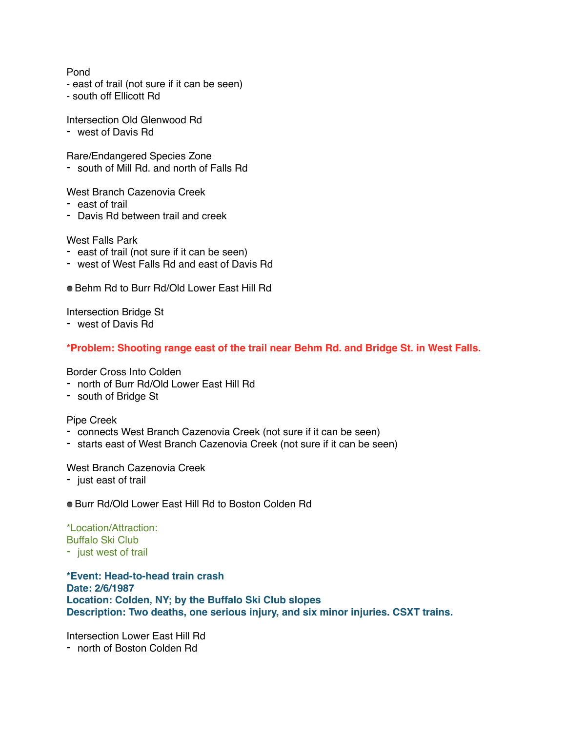Pond
- east of trail (not sure if it can be seen)
- south off Ellicott Rd

Intersection Old Glenwood Rd
- west of Davis Rd

Rare/Endangered Species Zone
- south of Mill Rd. and north of Falls Rd

West Branch Cazenovia Creek
- east of trail
- Davis Rd between trail and creek

West Falls Park
- east of trail (not sure if it can be seen)
- west of West Falls Rd and east of Davis Rd

- Behm Rd to Burr Rd/Old Lower East Hill Rd

Intersection Bridge St
- west of Davis Rd

**\*Problem: Shooting range east of the trail near Behm Rd. and Bridge St. in West Falls.**

Border Cross Into Colden
- north of Burr Rd/Old Lower East Hill Rd
- south of Bridge St

Pipe Creek
- connects West Branch Cazenovia Creek (not sure if it can be seen)
- starts east of West Branch Cazenovia Creek (not sure if it can be seen)

West Branch Cazenovia Creek
- just east of trail

- Burr Rd/Old Lower East Hill Rd to Boston Colden Rd

\*Location/Attraction:
Buffalo Ski Club
- just west of trail

**\*Event: Head-to-head train crash**
**Date: 2/6/1987**
**Location: Colden, NY; by the Buffalo Ski Club slopes**
**Description: Two deaths, one serious injury, and six minor injuries. CSXT trains.**

Intersection Lower East Hill Rd
- north of Boston Colden Rd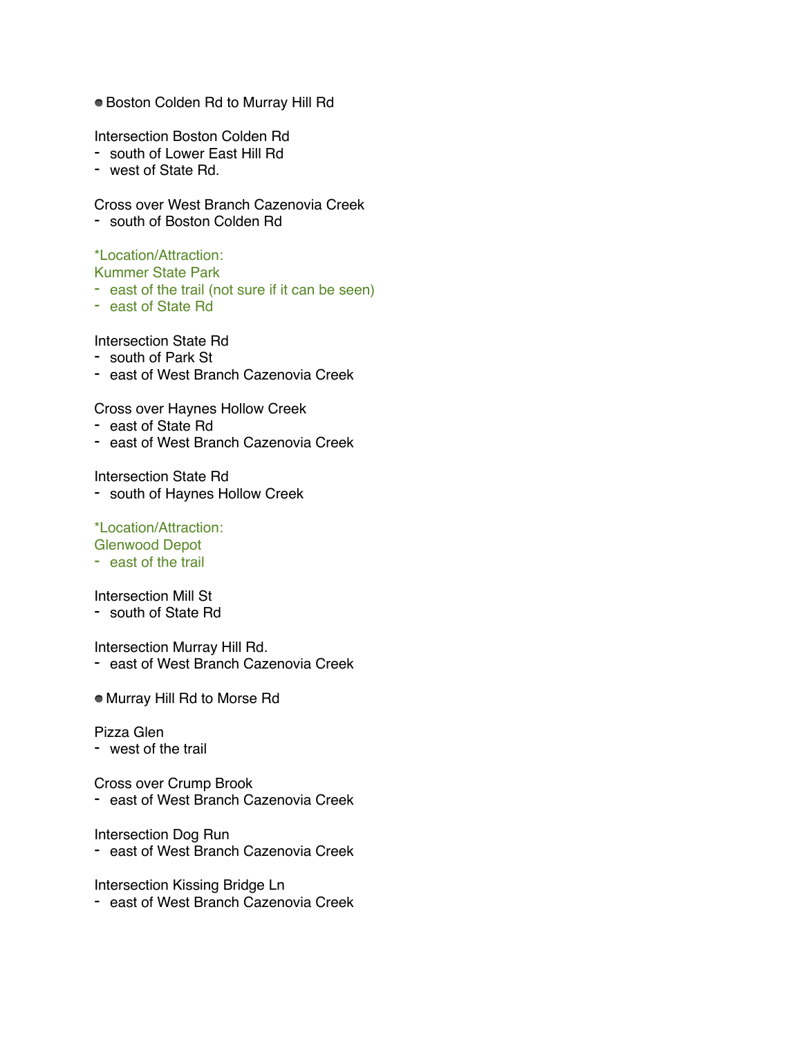- Boston Colden Rd to Murray Hill Rd

Intersection Boston Colden Rd
- south of Lower East Hill Rd
- west of State Rd.

Cross over West Branch Cazenovia Creek
- south of Boston Colden Rd

*Location/Attraction:
Kummer State Park
- east of the trail (not sure if it can be seen)
- east of State Rd

Intersection State Rd
- south of Park St
- east of West Branch Cazenovia Creek

Cross over Haynes Hollow Creek
- east of State Rd
- east of West Branch Cazenovia Creek

Intersection State Rd
- south of Haynes Hollow Creek

*Location/Attraction:
Glenwood Depot
- east of the trail

Intersection Mill St
- south of State Rd

Intersection Murray Hill Rd.
- east of West Branch Cazenovia Creek

- Murray Hill Rd to Morse Rd

Pizza Glen
- west of the trail

Cross over Crump Brook
- east of West Branch Cazenovia Creek

Intersection Dog Run
- east of West Branch Cazenovia Creek

Intersection Kissing Bridge Ln
- east of West Branch Cazenovia Creek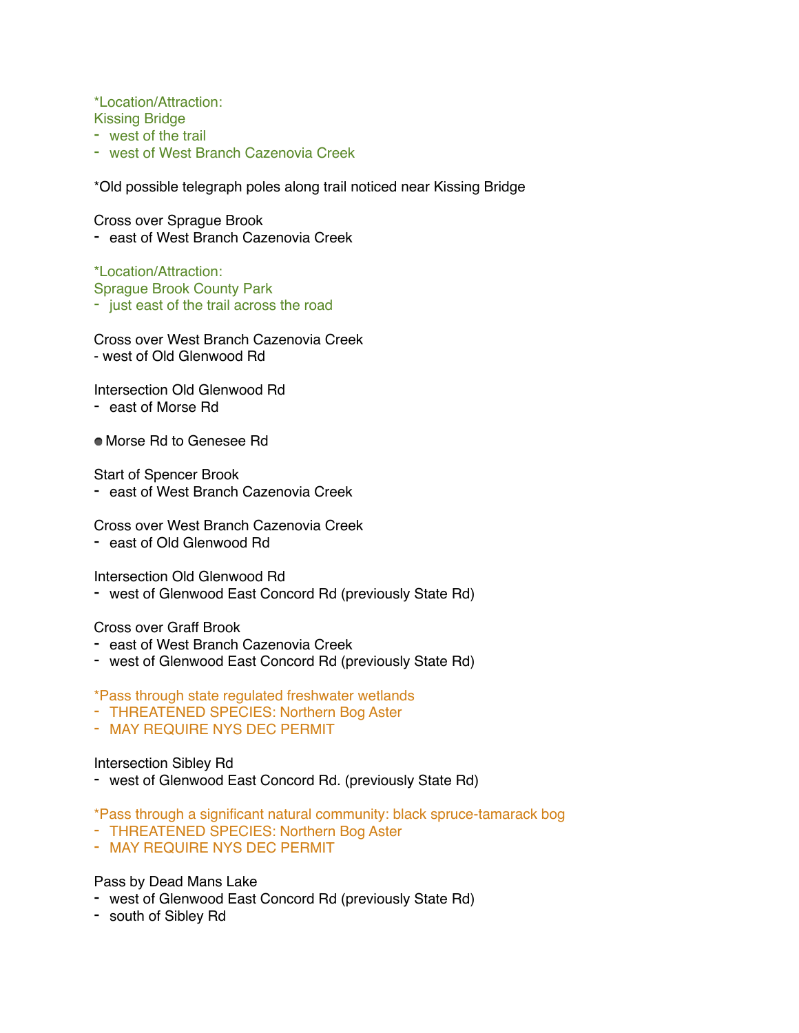*Location/Attraction:
Kissing Bridge
- west of the trail
- west of West Branch Cazenovia Creek

*Old possible telegraph poles along trail noticed near Kissing Bridge

Cross over Sprague Brook
- east of West Branch Cazenovia Creek

*Location/Attraction:
Sprague Brook County Park
- just east of the trail across the road

Cross over West Branch Cazenovia Creek
- west of Old Glenwood Rd

Intersection Old Glenwood Rd
- east of Morse Rd

- Morse Rd to Genesee Rd

Start of Spencer Brook
- east of West Branch Cazenovia Creek

Cross over West Branch Cazenovia Creek
- east of Old Glenwood Rd

Intersection Old Glenwood Rd
- west of Glenwood East Concord Rd (previously State Rd)

Cross over Graff Brook
- east of West Branch Cazenovia Creek
- west of Glenwood East Concord Rd (previously State Rd)

*Pass through state regulated freshwater wetlands
- THREATENED SPECIES: Northern Bog Aster
- MAY REQUIRE NYS DEC PERMIT

Intersection Sibley Rd
- west of Glenwood East Concord Rd. (previously State Rd)

*Pass through a significant natural community: black spruce-tamarack bog
- THREATENED SPECIES: Northern Bog Aster
- MAY REQUIRE NYS DEC PERMIT

Pass by Dead Mans Lake
- west of Glenwood East Concord Rd (previously State Rd)
- south of Sibley Rd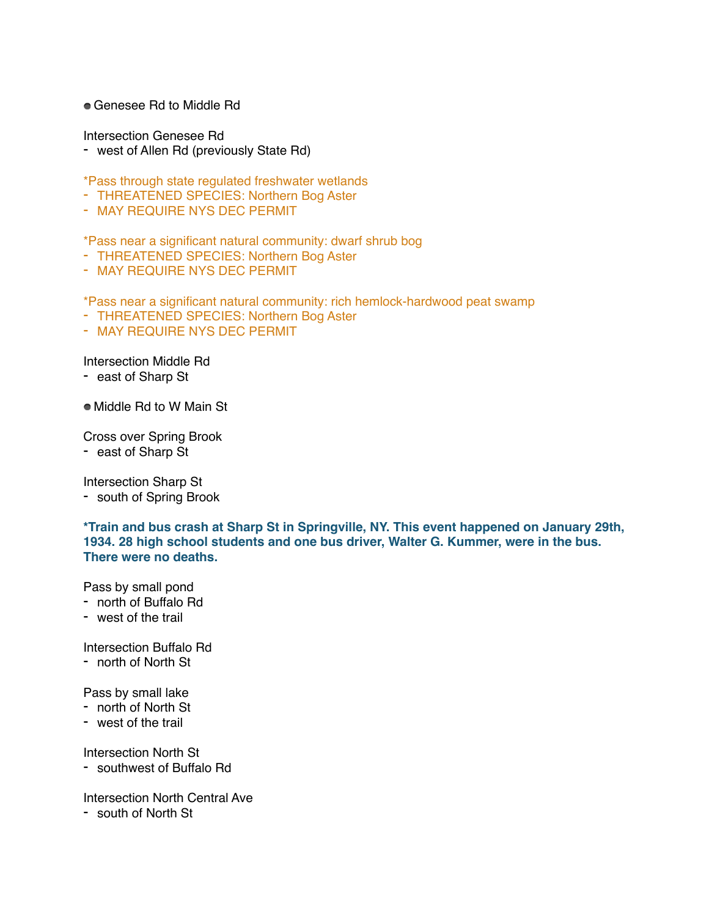- Genesee Rd to Middle Rd

Intersection Genesee Rd
- west of Allen Rd (previously State Rd)

*Pass through state regulated freshwater wetlands
- THREATENED SPECIES: Northern Bog Aster
- MAY REQUIRE NYS DEC PERMIT

*Pass near a significant natural community: dwarf shrub bog
- THREATENED SPECIES: Northern Bog Aster
- MAY REQUIRE NYS DEC PERMIT

*Pass near a significant natural community: rich hemlock-hardwood peat swamp
- THREATENED SPECIES: Northern Bog Aster
- MAY REQUIRE NYS DEC PERMIT

Intersection Middle Rd
- east of Sharp St

- Middle Rd to W Main St

Cross over Spring Brook
- east of Sharp St

Intersection Sharp St
- south of Spring Brook

**\*Train and bus crash at Sharp St in Springville, NY. This event happened on January 29th, 1934. 28 high school students and one bus driver, Walter G. Kummer, were in the bus. There were no deaths.**

Pass by small pond
- north of Buffalo Rd
- west of the trail

Intersection Buffalo Rd
- north of North St

Pass by small lake
- north of North St
- west of the trail

Intersection North St
- southwest of Buffalo Rd

Intersection North Central Ave
- south of North St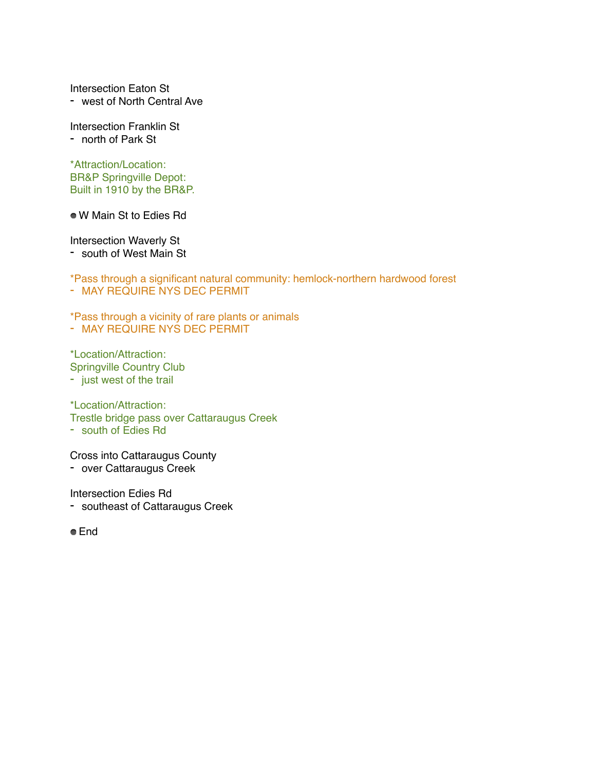Intersection Eaton St
- west of North Central Ave

Intersection Franklin St
- north of Park St

*Attraction/Location:
BR&P Springville Depot:
Built in 1910 by the BR&P.

- W Main St to Edies Rd

Intersection Waverly St
- south of West Main St

*Pass through a significant natural community: hemlock-northern hardwood forest
- MAY REQUIRE NYS DEC PERMIT

*Pass through a vicinity of rare plants or animals
- MAY REQUIRE NYS DEC PERMIT

*Location/Attraction:
Springville Country Club
- just west of the trail

*Location/Attraction:
Trestle bridge pass over Cattaraugus Creek
- south of Edies Rd

Cross into Cattaraugus County
- over Cattaraugus Creek

Intersection Edies Rd
- southeast of Cattaraugus Creek

- End